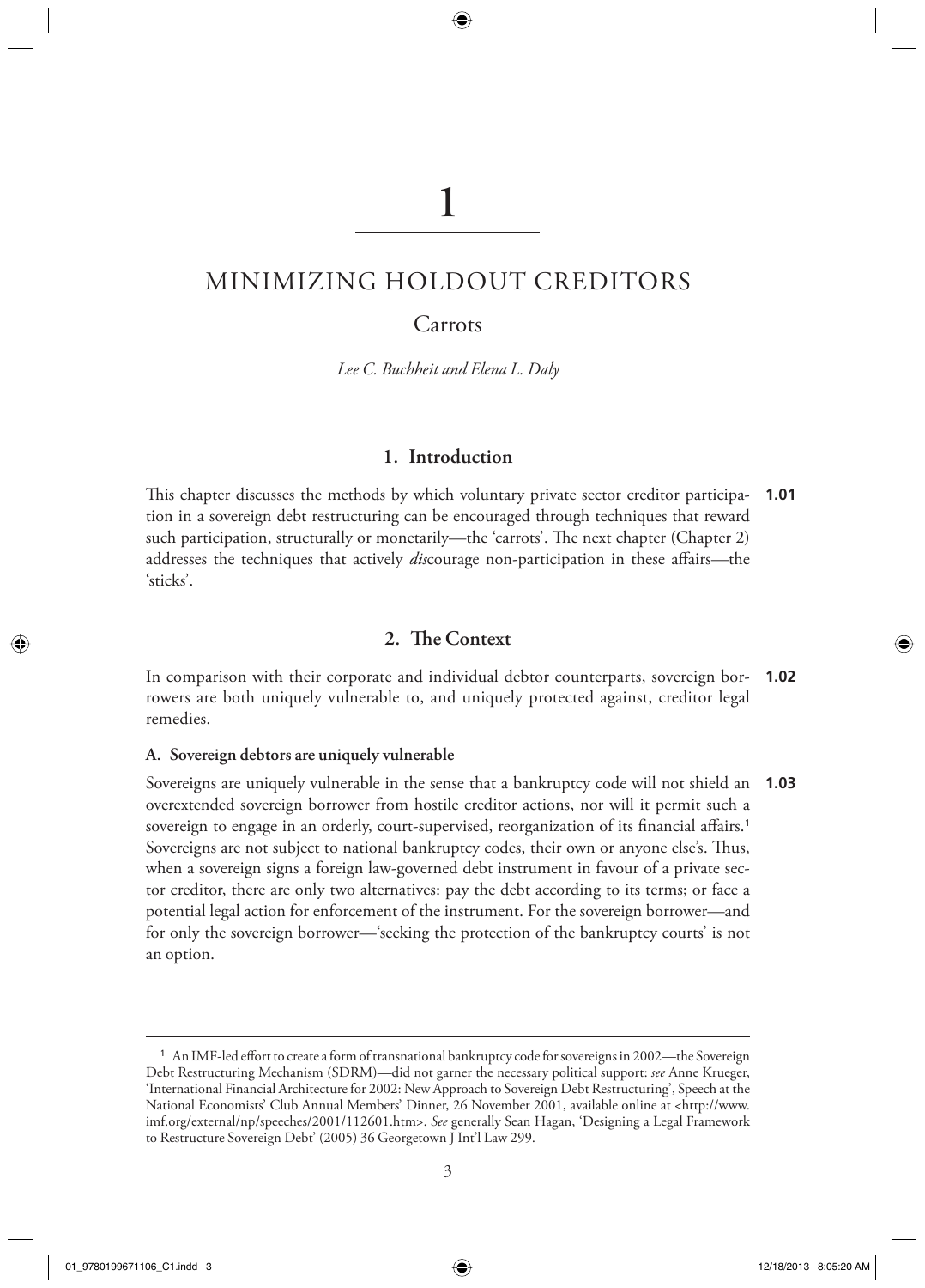# 1

# MINIMIZING HOLDOUT CREDITORS

## Carrots

*Lee C. Buchheit and Elena L. Daly*

## 1. Introduction

**1.01** This chapter discusses the methods by which voluntary private sector creditor participation in a sovereign debt restructuring can be encouraged through techniques that reward such participation, structurally or monetarily—the 'carrots'. The next chapter (Chapter 2) addresses the techniques that actively *dis*courage non-participation in these affairs—the 'sticks'.

## 2. The Context

**1.02** In comparison with their corporate and individual debtor counterparts, sovereign borrowers are both uniquely vulnerable to, and uniquely protected against, creditor legal remedies.

### A. Sovereign debtors are uniquely vulnerable

**1.03** Sovereigns are uniquely vulnerable in the sense that a bankruptcy code will not shield an overextended sovereign borrower from hostile creditor actions, nor will it permit such a sovereign to engage in an orderly, court-supervised, reorganization of its financial affairs.[1] Sovereigns are not subject to national bankruptcy codes, their own or anyone else's. Thus, when a sovereign signs a foreign law-governed debt instrument in favour of a private sector creditor, there are only two alternatives: pay the debt according to its terms; or face a potential legal action for enforcement of the instrument. For the sovereign borrower—and for only the sovereign borrower—'seeking the protection of the bankruptcy courts' is not an option.

---

[1] An IMF-led effort to create a form of transnational bankruptcy code for sovereigns in 2002—the Sovereign Debt Restructuring Mechanism (SDRM)—did not garner the necessary political support: *see* Anne Krueger, 'International Financial Architecture for 2002: New Approach to Sovereign Debt Restructuring', Speech at the National Economists' Club Annual Members' Dinner, 26 November 2001, available online at <http://www.imf.org/external/np/speeches/2001/112601.htm>. *See* generally Sean Hagan, 'Designing a Legal Framework to Restructure Sovereign Debt' (2005) 36 Georgetown J Int'l Law 299.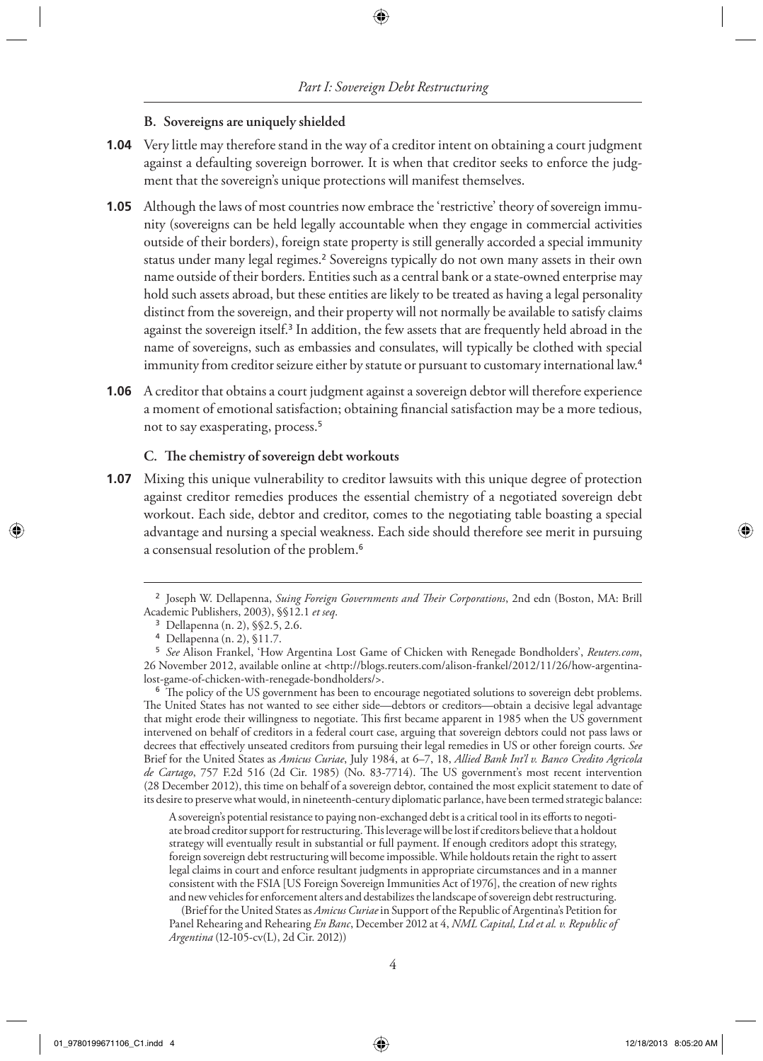### B. Sovereigns are uniquely shielded

**1.04** Very little may therefore stand in the way of a creditor intent on obtaining a court judgment against a defaulting sovereign borrower. It is when that creditor seeks to enforce the judgment that the sovereign's unique protections will manifest themselves.

**1.05** Although the laws of most countries now embrace the 'restrictive' theory of sovereign immunity (sovereigns can be held legally accountable when they engage in commercial activities outside of their borders), foreign state property is still generally accorded a special immunity status under many legal regimes.[2] Sovereigns typically do not own many assets in their own name outside of their borders. Entities such as a central bank or a state-owned enterprise may hold such assets abroad, but these entities are likely to be treated as having a legal personality distinct from the sovereign, and their property will not normally be available to satisfy claims against the sovereign itself.[3] In addition, the few assets that are frequently held abroad in the name of sovereigns, such as embassies and consulates, will typically be clothed with special immunity from creditor seizure either by statute or pursuant to customary international law.[4]

**1.06** A creditor that obtains a court judgment against a sovereign debtor will therefore experience a moment of emotional satisfaction; obtaining financial satisfaction may be a more tedious, not to say exasperating, process.[5]

### C. The chemistry of sovereign debt workouts

**1.07** Mixing this unique vulnerability to creditor lawsuits with this unique degree of protection against creditor remedies produces the essential chemistry of a negotiated sovereign debt workout. Each side, debtor and creditor, comes to the negotiating table boasting a special advantage and nursing a special weakness. Each side should therefore see merit in pursuing a consensual resolution of the problem.[6]

---

[2] Joseph W. Dellapenna, *Suing Foreign Governments and Their Corporations*, 2nd edn (Boston, MA: Brill Academic Publishers, 2003), §§12.1 *et seq*.

[3] Dellapenna (n. 2), §§2.5, 2.6.

[4] Dellapenna (n. 2), §11.7.

[5] *See* Alison Frankel, 'How Argentina Lost Game of Chicken with Renegade Bondholders', *Reuters.com*, 26 November 2012, available online at <http://blogs.reuters.com/alison-frankel/2012/11/26/how-argentina-lost-game-of-chicken-with-renegade-bondholders/>.

[6] The policy of the US government has been to encourage negotiated solutions to sovereign debt problems. The United States has not wanted to see either side—debtors or creditors—obtain a decisive legal advantage that might erode their willingness to negotiate. This first became apparent in 1985 when the US government intervened on behalf of creditors in a federal court case, arguing that sovereign debtors could not pass laws or decrees that effectively unseated creditors from pursuing their legal remedies in US or other foreign courts. *See* Brief for the United States as *Amicus Curiae*, July 1984, at 6–7, 18, *Allied Bank Int'l v. Banco Credito Agricola de Cartago*, 757 F.2d 516 (2d Cir. 1985) (No. 83-7714). The US government's most recent intervention (28 December 2012), this time on behalf of a sovereign debtor, contained the most explicit statement to date of its desire to preserve what would, in nineteenth-century diplomatic parlance, have been termed strategic balance:

> A sovereign's potential resistance to paying non-exchanged debt is a critical tool in its efforts to negotiate broad creditor support for restructuring. This leverage will be lost if creditors believe that a holdout strategy will eventually result in substantial or full payment. If enough creditors adopt this strategy, foreign sovereign debt restructuring will become impossible. While holdouts retain the right to assert legal claims in court and enforce resultant judgments in appropriate circumstances and in a manner consistent with the FSIA [US Foreign Sovereign Immunities Act of 1976], the creation of new rights and new vehicles for enforcement alters and destabilizes the landscape of sovereign debt restructuring.
>
> (Brief for the United States as *Amicus Curiae* in Support of the Republic of Argentina's Petition for Panel Rehearing and Rehearing *En Banc*, December 2012 at 4, *NML Capital, Ltd et al. v. Republic of Argentina* (12-105-cv(L), 2d Cir. 2012))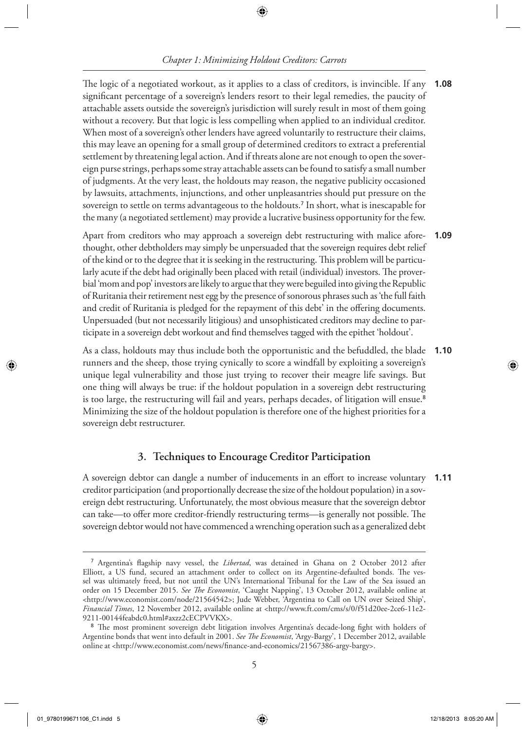**1.08** The logic of a negotiated workout, as it applies to a class of creditors, is invincible. If any significant percentage of a sovereign's lenders resort to their legal remedies, the paucity of attachable assets outside the sovereign's jurisdiction will surely result in most of them going without a recovery. But that logic is less compelling when applied to an individual creditor. When most of a sovereign's other lenders have agreed voluntarily to restructure their claims, this may leave an opening for a small group of determined creditors to extract a preferential settlement by threatening legal action. And if threats alone are not enough to open the sovereign purse strings, perhaps some stray attachable assets can be found to satisfy a small number of judgments. At the very least, the holdouts may reason, the negative publicity occasioned by lawsuits, attachments, injunctions, and other unpleasantries should put pressure on the sovereign to settle on terms advantageous to the holdouts.[7] In short, what is inescapable for the many (a negotiated settlement) may provide a lucrative business opportunity for the few.

**1.09** Apart from creditors who may approach a sovereign debt restructuring with malice aforethought, other debtholders may simply be unpersuaded that the sovereign requires debt relief of the kind or to the degree that it is seeking in the restructuring. This problem will be particularly acute if the debt had originally been placed with retail (individual) investors. The proverbial 'mom and pop' investors are likely to argue that they were beguiled into giving the Republic of Ruritania their retirement nest egg by the presence of sonorous phrases such as 'the full faith and credit of Ruritania is pledged for the repayment of this debt' in the offering documents. Unpersuaded (but not necessarily litigious) and unsophisticated creditors may decline to participate in a sovereign debt workout and find themselves tagged with the epithet 'holdout'.

**1.10** As a class, holdouts may thus include both the opportunistic and the befuddled, the blade runners and the sheep, those trying cynically to score a windfall by exploiting a sovereign's unique legal vulnerability and those just trying to recover their meagre life savings. But one thing will always be true: if the holdout population in a sovereign debt restructuring is too large, the restructuring will fail and years, perhaps decades, of litigation will ensue.[8] Minimizing the size of the holdout population is therefore one of the highest priorities for a sovereign debt restructurer.

## 3. Techniques to Encourage Creditor Participation

**1.11** A sovereign debtor can dangle a number of inducements in an effort to increase voluntary creditor participation (and proportionally decrease the size of the holdout population) in a sovereign debt restructuring. Unfortunately, the most obvious measure that the sovereign debtor can take—to offer more creditor-friendly restructuring terms—is generally not possible. The sovereign debtor would not have commenced a wrenching operation such as a generalized debt

---

[7] Argentina's flagship navy vessel, the *Libertad*, was detained in Ghana on 2 October 2012 after Elliott, a US fund, secured an attachment order to collect on its Argentine-defaulted bonds. The vessel was ultimately freed, but not until the UN's International Tribunal for the Law of the Sea issued an order on 15 December 2015. *See The Economist*, 'Caught Napping', 13 October 2012, available online at <http://www.economist.com/node/21564542>; Jude Webber, 'Argentina to Call on UN over Seized Ship', *Financial Times*, 12 November 2012, available online at <http://www.ft.com/cms/s/0/f51d20ee-2ce6-11e2-9211-00144feabdc0.html#axzz2cECPVVKX>.

[8] The most prominent sovereign debt litigation involves Argentina's decade-long fight with holders of Argentine bonds that went into default in 2001. *See The Economist*, 'Argy-Bargy', 1 December 2012, available online at <http://www.economist.com/news/finance-and-economics/21567386-argy-bargy>.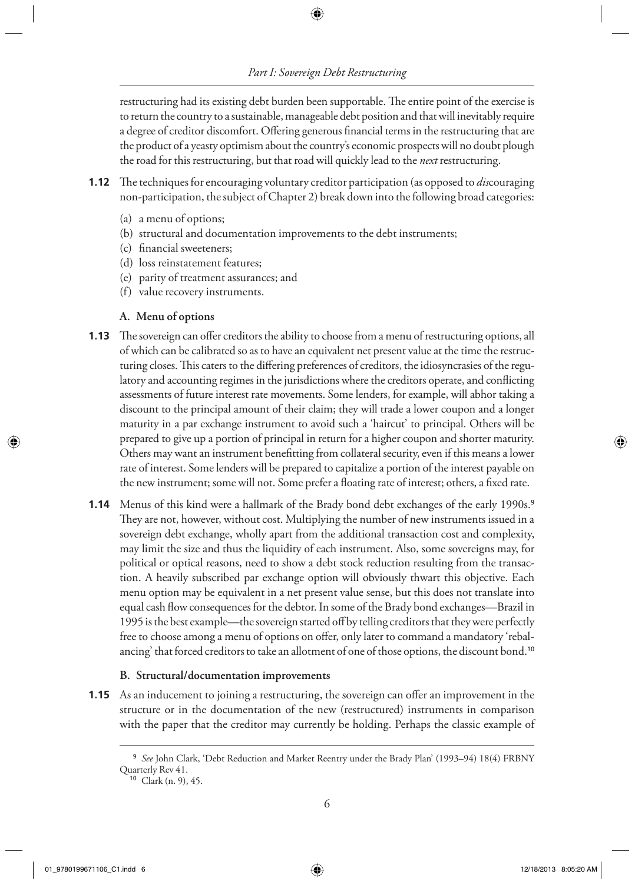restructuring had its existing debt burden been supportable. The entire point of the exercise is to return the country to a sustainable, manageable debt position and that will inevitably require a degree of creditor discomfort. Offering generous financial terms in the restructuring that are the product of a yeasty optimism about the country's economic prospects will no doubt plough the road for this restructuring, but that road will quickly lead to the *next* restructuring.

**1.12** The techniques for encouraging voluntary creditor participation (as opposed to *dis*couraging non-participation, the subject of Chapter 2) break down into the following broad categories:

(a) a menu of options;
(b) structural and documentation improvements to the debt instruments;
(c) financial sweeteners;
(d) loss reinstatement features;
(e) parity of treatment assurances; and
(f) value recovery instruments.

### A. Menu of options

**1.13** The sovereign can offer creditors the ability to choose from a menu of restructuring options, all of which can be calibrated so as to have an equivalent net present value at the time the restructuring closes. This caters to the differing preferences of creditors, the idiosyncrasies of the regulatory and accounting regimes in the jurisdictions where the creditors operate, and conflicting assessments of future interest rate movements. Some lenders, for example, will abhor taking a discount to the principal amount of their claim; they will trade a lower coupon and a longer maturity in a par exchange instrument to avoid such a 'haircut' to principal. Others will be prepared to give up a portion of principal in return for a higher coupon and shorter maturity. Others may want an instrument benefitting from collateral security, even if this means a lower rate of interest. Some lenders will be prepared to capitalize a portion of the interest payable on the new instrument; some will not. Some prefer a floating rate of interest; others, a fixed rate.

**1.14** Menus of this kind were a hallmark of the Brady bond debt exchanges of the early 1990s.[9] They are not, however, without cost. Multiplying the number of new instruments issued in a sovereign debt exchange, wholly apart from the additional transaction cost and complexity, may limit the size and thus the liquidity of each instrument. Also, some sovereigns may, for political or optical reasons, need to show a debt stock reduction resulting from the transaction. A heavily subscribed par exchange option will obviously thwart this objective. Each menu option may be equivalent in a net present value sense, but this does not translate into equal cash flow consequences for the debtor. In some of the Brady bond exchanges—Brazil in 1995 is the best example—the sovereign started off by telling creditors that they were perfectly free to choose among a menu of options on offer, only later to command a mandatory 'rebalancing' that forced creditors to take an allotment of one of those options, the discount bond.[10]

### B. Structural/documentation improvements

**1.15** As an inducement to joining a restructuring, the sovereign can offer an improvement in the structure or in the documentation of the new (restructured) instruments in comparison with the paper that the creditor may currently be holding. Perhaps the classic example of

---

[9] *See* John Clark, 'Debt Reduction and Market Reentry under the Brady Plan' (1993–94) 18(4) FRBNY Quarterly Rev 41.

[10] Clark (n. 9), 45.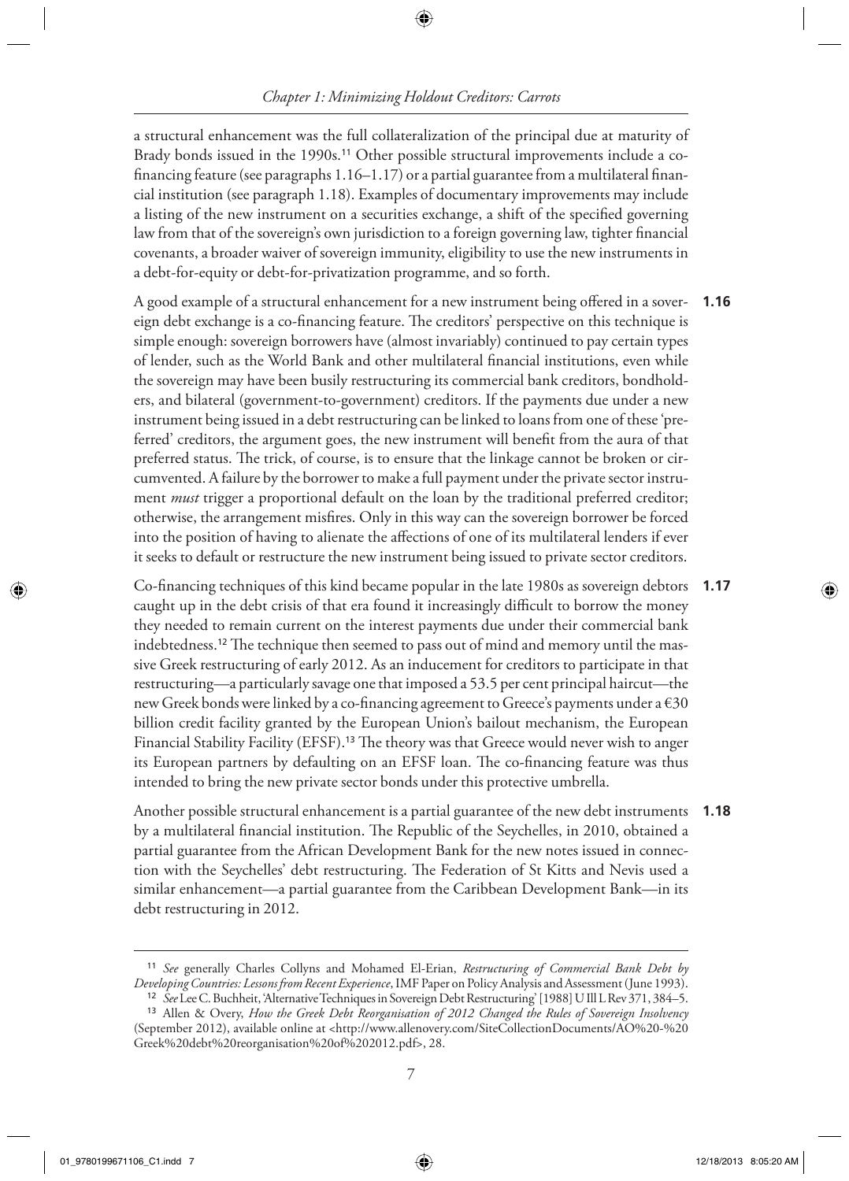a structural enhancement was the full collateralization of the principal due at maturity of Brady bonds issued in the 1990s.[11] Other possible structural improvements include a co-financing feature (see paragraphs 1.16–1.17) or a partial guarantee from a multilateral financial institution (see paragraph 1.18). Examples of documentary improvements may include a listing of the new instrument on a securities exchange, a shift of the specified governing law from that of the sovereign's own jurisdiction to a foreign governing law, tighter financial covenants, a broader waiver of sovereign immunity, eligibility to use the new instruments in a debt-for-equity or debt-for-privatization programme, and so forth.

**1.16** A good example of a structural enhancement for a new instrument being offered in a sovereign debt exchange is a co-financing feature. The creditors' perspective on this technique is simple enough: sovereign borrowers have (almost invariably) continued to pay certain types of lender, such as the World Bank and other multilateral financial institutions, even while the sovereign may have been busily restructuring its commercial bank creditors, bondholders, and bilateral (government-to-government) creditors. If the payments due under a new instrument being issued in a debt restructuring can be linked to loans from one of these 'preferred' creditors, the argument goes, the new instrument will benefit from the aura of that preferred status. The trick, of course, is to ensure that the linkage cannot be broken or circumvented. A failure by the borrower to make a full payment under the private sector instrument *must* trigger a proportional default on the loan by the traditional preferred creditor; otherwise, the arrangement misfires. Only in this way can the sovereign borrower be forced into the position of having to alienate the affections of one of its multilateral lenders if ever it seeks to default or restructure the new instrument being issued to private sector creditors.

**1.17** Co-financing techniques of this kind became popular in the late 1980s as sovereign debtors caught up in the debt crisis of that era found it increasingly difficult to borrow the money they needed to remain current on the interest payments due under their commercial bank indebtedness.[12] The technique then seemed to pass out of mind and memory until the massive Greek restructuring of early 2012. As an inducement for creditors to participate in that restructuring—a particularly savage one that imposed a 53.5 per cent principal haircut—the new Greek bonds were linked by a co-financing agreement to Greece's payments under a €30 billion credit facility granted by the European Union's bailout mechanism, the European Financial Stability Facility (EFSF).[13] The theory was that Greece would never wish to anger its European partners by defaulting on an EFSF loan. The co-financing feature was thus intended to bring the new private sector bonds under this protective umbrella.

**1.18** Another possible structural enhancement is a partial guarantee of the new debt instruments by a multilateral financial institution. The Republic of the Seychelles, in 2010, obtained a partial guarantee from the African Development Bank for the new notes issued in connection with the Seychelles' debt restructuring. The Federation of St Kitts and Nevis used a similar enhancement—a partial guarantee from the Caribbean Development Bank—in its debt restructuring in 2012.

---

[11] *See* generally Charles Collyns and Mohamed El-Erian, *Restructuring of Commercial Bank Debt by Developing Countries: Lessons from Recent Experience*, IMF Paper on Policy Analysis and Assessment (June 1993).

[12] *See* Lee C. Buchheit, 'Alternative Techniques in Sovereign Debt Restructuring' [1988] U Ill L Rev 371, 384–5.

[13] Allen & Overy, *How the Greek Debt Reorganisation of 2012 Changed the Rules of Sovereign Insolvency* (September 2012), available online at <http://www.allenovery.com/SiteCollectionDocuments/AO%20-%20Greek%20debt%20reorganisation%20of%202012.pdf>, 28.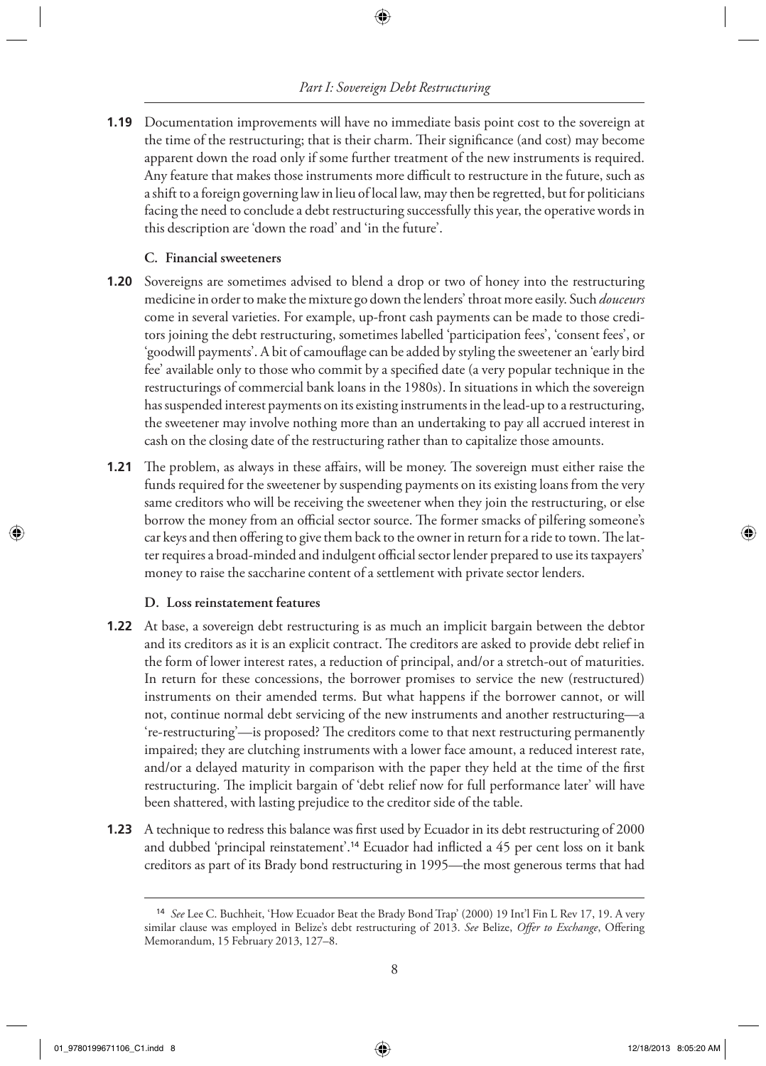**1.19** Documentation improvements will have no immediate basis point cost to the sovereign at the time of the restructuring; that is their charm. Their significance (and cost) may become apparent down the road only if some further treatment of the new instruments is required. Any feature that makes those instruments more difficult to restructure in the future, such as a shift to a foreign governing law in lieu of local law, may then be regretted, but for politicians facing the need to conclude a debt restructuring successfully this year, the operative words in this description are 'down the road' and 'in the future'.

### C. Financial sweeteners

**1.20** Sovereigns are sometimes advised to blend a drop or two of honey into the restructuring medicine in order to make the mixture go down the lenders' throat more easily. Such *douceurs* come in several varieties. For example, up-front cash payments can be made to those creditors joining the debt restructuring, sometimes labelled 'participation fees', 'consent fees', or 'goodwill payments'. A bit of camouflage can be added by styling the sweetener an 'early bird fee' available only to those who commit by a specified date (a very popular technique in the restructurings of commercial bank loans in the 1980s). In situations in which the sovereign has suspended interest payments on its existing instruments in the lead-up to a restructuring, the sweetener may involve nothing more than an undertaking to pay all accrued interest in cash on the closing date of the restructuring rather than to capitalize those amounts.

**1.21** The problem, as always in these affairs, will be money. The sovereign must either raise the funds required for the sweetener by suspending payments on its existing loans from the very same creditors who will be receiving the sweetener when they join the restructuring, or else borrow the money from an official sector source. The former smacks of pilfering someone's car keys and then offering to give them back to the owner in return for a ride to town. The latter requires a broad-minded and indulgent official sector lender prepared to use its taxpayers' money to raise the saccharine content of a settlement with private sector lenders.

### D. Loss reinstatement features

**1.22** At base, a sovereign debt restructuring is as much an implicit bargain between the debtor and its creditors as it is an explicit contract. The creditors are asked to provide debt relief in the form of lower interest rates, a reduction of principal, and/or a stretch-out of maturities. In return for these concessions, the borrower promises to service the new (restructured) instruments on their amended terms. But what happens if the borrower cannot, or will not, continue normal debt servicing of the new instruments and another restructuring—a 're-restructuring'—is proposed? The creditors come to that next restructuring permanently impaired; they are clutching instruments with a lower face amount, a reduced interest rate, and/or a delayed maturity in comparison with the paper they held at the time of the first restructuring. The implicit bargain of 'debt relief now for full performance later' will have been shattered, with lasting prejudice to the creditor side of the table.

**1.23** A technique to redress this balance was first used by Ecuador in its debt restructuring of 2000 and dubbed 'principal reinstatement'.[14] Ecuador had inflicted a 45 per cent loss on it bank creditors as part of its Brady bond restructuring in 1995—the most generous terms that had

---

[14] *See* Lee C. Buchheit, 'How Ecuador Beat the Brady Bond Trap' (2000) 19 Int'l Fin L Rev 17, 19. A very similar clause was employed in Belize's debt restructuring of 2013. *See* Belize, *Offer to Exchange*, Offering Memorandum, 15 February 2013, 127–8.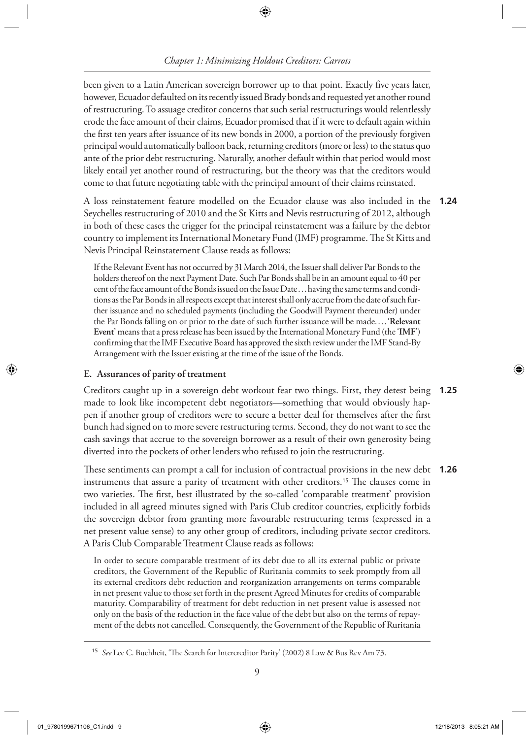been given to a Latin American sovereign borrower up to that point. Exactly five years later, however, Ecuador defaulted on its recently issued Brady bonds and requested yet another round of restructuring. To assuage creditor concerns that such serial restructurings would relentlessly erode the face amount of their claims, Ecuador promised that if it were to default again within the first ten years after issuance of its new bonds in 2000, a portion of the previously forgiven principal would automatically balloon back, returning creditors (more or less) to the status quo ante of the prior debt restructuring. Naturally, another default within that period would most likely entail yet another round of restructuring, but the theory was that the creditors would come to that future negotiating table with the principal amount of their claims reinstated.

**1.24** A loss reinstatement feature modelled on the Ecuador clause was also included in the Seychelles restructuring of 2010 and the St Kitts and Nevis restructuring of 2012, although in both of these cases the trigger for the principal reinstatement was a failure by the debtor country to implement its International Monetary Fund (IMF) programme. The St Kitts and Nevis Principal Reinstatement Clause reads as follows:

> If the Relevant Event has not occurred by 31 March 2014, the Issuer shall deliver Par Bonds to the holders thereof on the next Payment Date. Such Par Bonds shall be in an amount equal to 40 per cent of the face amount of the Bonds issued on the Issue Date . . . having the same terms and conditions as the Par Bonds in all respects except that interest shall only accrue from the date of such further issuance and no scheduled payments (including the Goodwill Payment thereunder) under the Par Bonds falling on or prior to the date of such further issuance will be made. . . . '**Relevant Event**' means that a press release has been issued by the International Monetary Fund (the '**IMF**') confirming that the IMF Executive Board has approved the sixth review under the IMF Stand-By Arrangement with the Issuer existing at the time of the issue of the Bonds.

## E. Assurances of parity of treatment

**1.25** Creditors caught up in a sovereign debt workout fear two things. First, they detest being made to look like incompetent debt negotiators—something that would obviously happen if another group of creditors were to secure a better deal for themselves after the first bunch had signed on to more severe restructuring terms. Second, they do not want to see the cash savings that accrue to the sovereign borrower as a result of their own generosity being diverted into the pockets of other lenders who refused to join the restructuring.

**1.26** These sentiments can prompt a call for inclusion of contractual provisions in the new debt instruments that assure a parity of treatment with other creditors.[15] The clauses come in two varieties. The first, best illustrated by the so-called 'comparable treatment' provision included in all agreed minutes signed with Paris Club creditor countries, explicitly forbids the sovereign debtor from granting more favourable restructuring terms (expressed in a net present value sense) to any other group of creditors, including private sector creditors. A Paris Club Comparable Treatment Clause reads as follows:

> In order to secure comparable treatment of its debt due to all its external public or private creditors, the Government of the Republic of Ruritania commits to seek promptly from all its external creditors debt reduction and reorganization arrangements on terms comparable in net present value to those set forth in the present Agreed Minutes for credits of comparable maturity. Comparability of treatment for debt reduction in net present value is assessed not only on the basis of the reduction in the face value of the debt but also on the terms of repayment of the debts not cancelled. Consequently, the Government of the Republic of Ruritania

[15] *See* Lee C. Buchheit, 'The Search for Intercreditor Parity' (2002) 8 Law & Bus Rev Am 73.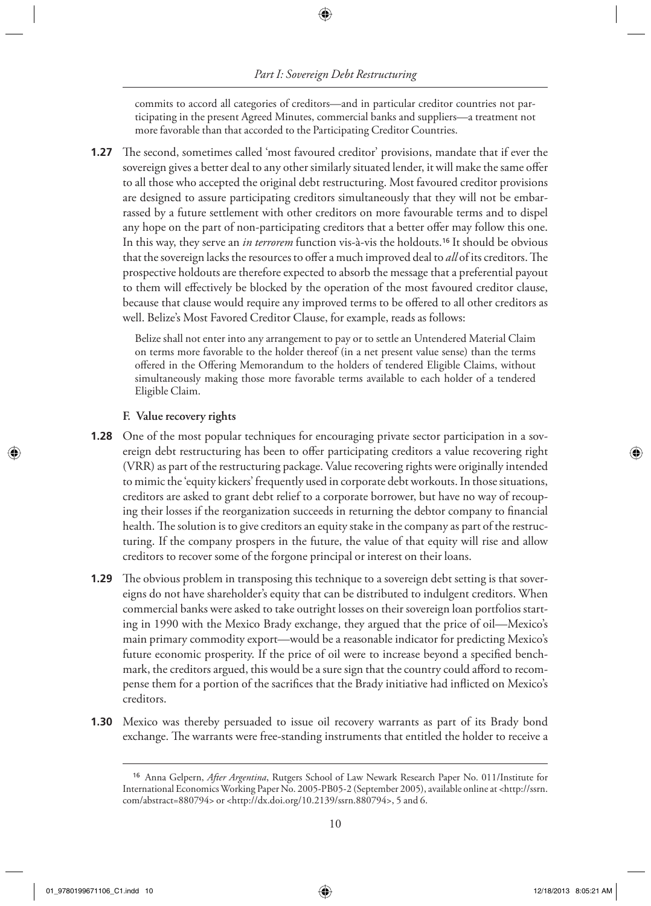commits to accord all categories of creditors—and in particular creditor countries not participating in the present Agreed Minutes, commercial banks and suppliers—a treatment not more favorable than that accorded to the Participating Creditor Countries.

**1.27** The second, sometimes called 'most favoured creditor' provisions, mandate that if ever the sovereign gives a better deal to any other similarly situated lender, it will make the same offer to all those who accepted the original debt restructuring. Most favoured creditor provisions are designed to assure participating creditors simultaneously that they will not be embarrassed by a future settlement with other creditors on more favourable terms and to dispel any hope on the part of non-participating creditors that a better offer may follow this one. In this way, they serve an *in terrorem* function vis-à-vis the holdouts.[16] It should be obvious that the sovereign lacks the resources to offer a much improved deal to *all* of its creditors. The prospective holdouts are therefore expected to absorb the message that a preferential payout to them will effectively be blocked by the operation of the most favoured creditor clause, because that clause would require any improved terms to be offered to all other creditors as well. Belize's Most Favored Creditor Clause, for example, reads as follows:

> Belize shall not enter into any arrangement to pay or to settle an Untendered Material Claim on terms more favorable to the holder thereof (in a net present value sense) than the terms offered in the Offering Memorandum to the holders of tendered Eligible Claims, without simultaneously making those more favorable terms available to each holder of a tendered Eligible Claim.

### F. Value recovery rights

**1.28** One of the most popular techniques for encouraging private sector participation in a sovereign debt restructuring has been to offer participating creditors a value recovering right (VRR) as part of the restructuring package. Value recovering rights were originally intended to mimic the 'equity kickers' frequently used in corporate debt workouts. In those situations, creditors are asked to grant debt relief to a corporate borrower, but have no way of recouping their losses if the reorganization succeeds in returning the debtor company to financial health. The solution is to give creditors an equity stake in the company as part of the restructuring. If the company prospers in the future, the value of that equity will rise and allow creditors to recover some of the forgone principal or interest on their loans.

**1.29** The obvious problem in transposing this technique to a sovereign debt setting is that sovereigns do not have shareholder's equity that can be distributed to indulgent creditors. When commercial banks were asked to take outright losses on their sovereign loan portfolios starting in 1990 with the Mexico Brady exchange, they argued that the price of oil—Mexico's main primary commodity export—would be a reasonable indicator for predicting Mexico's future economic prosperity. If the price of oil were to increase beyond a specified benchmark, the creditors argued, this would be a sure sign that the country could afford to recompense them for a portion of the sacrifices that the Brady initiative had inflicted on Mexico's creditors.

**1.30** Mexico was thereby persuaded to issue oil recovery warrants as part of its Brady bond exchange. The warrants were free-standing instruments that entitled the holder to receive a

---

[16] Anna Gelpern, *After Argentina*, Rutgers School of Law Newark Research Paper No. 011/Institute for International Economics Working Paper No. 2005-PB05-2 (September 2005), available online at <http://ssrn.com/abstract=880794> or <http://dx.doi.org/10.2139/ssrn.880794>, 5 and 6.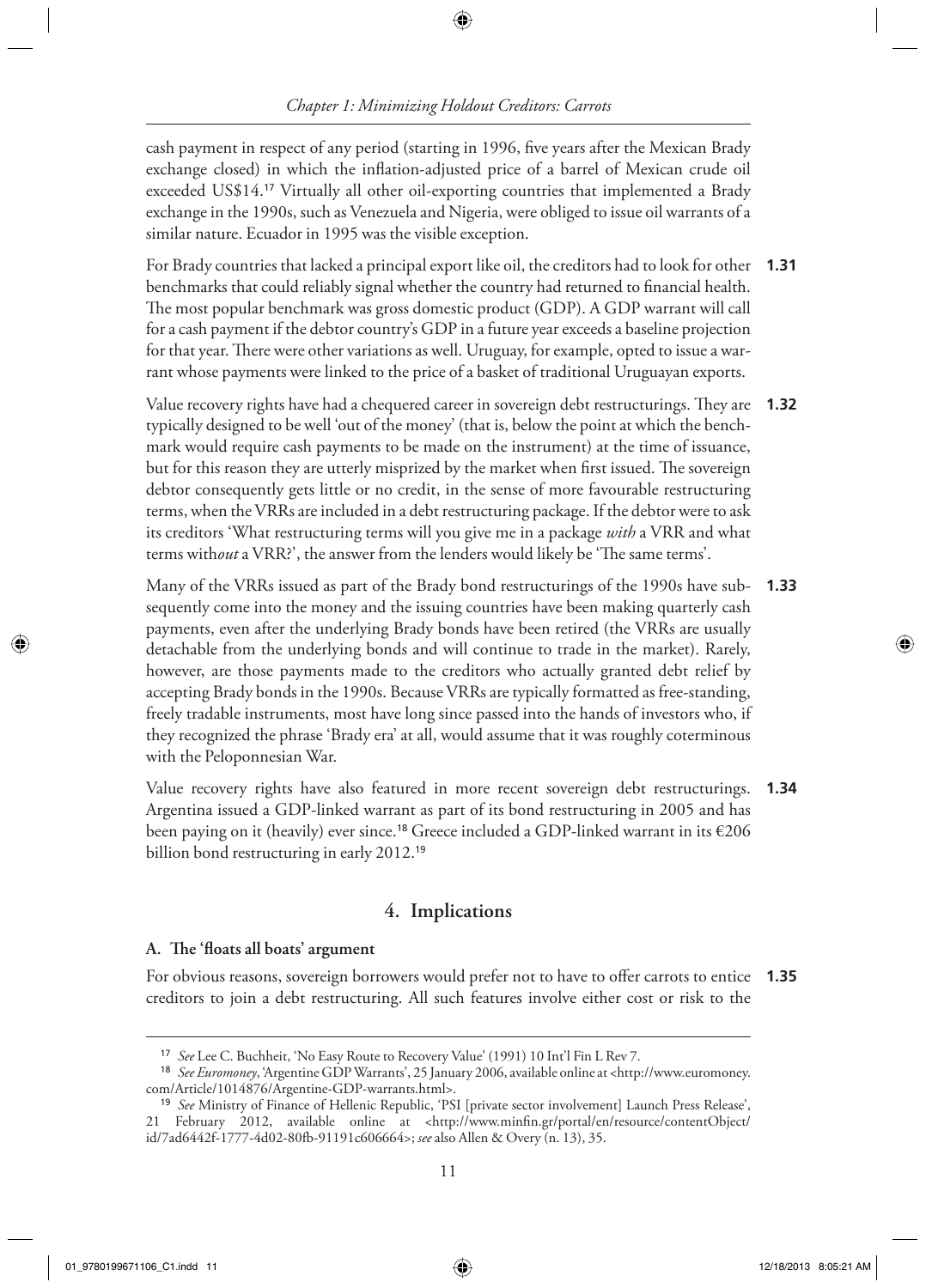cash payment in respect of any period (starting in 1996, five years after the Mexican Brady exchange closed) in which the inflation-adjusted price of a barrel of Mexican crude oil exceeded US$14.[17] Virtually all other oil-exporting countries that implemented a Brady exchange in the 1990s, such as Venezuela and Nigeria, were obliged to issue oil warrants of a similar nature. Ecuador in 1995 was the visible exception.

**1.31** For Brady countries that lacked a principal export like oil, the creditors had to look for other benchmarks that could reliably signal whether the country had returned to financial health. The most popular benchmark was gross domestic product (GDP). A GDP warrant will call for a cash payment if the debtor country's GDP in a future year exceeds a baseline projection for that year. There were other variations as well. Uruguay, for example, opted to issue a warrant whose payments were linked to the price of a basket of traditional Uruguayan exports.

**1.32** Value recovery rights have had a chequered career in sovereign debt restructurings. They are typically designed to be well 'out of the money' (that is, below the point at which the benchmark would require cash payments to be made on the instrument) at the time of issuance, but for this reason they are utterly misprized by the market when first issued. The sovereign debtor consequently gets little or no credit, in the sense of more favourable restructuring terms, when the VRRs are included in a debt restructuring package. If the debtor were to ask its creditors 'What restructuring terms will you give me in a package *with* a VRR and what terms with*out* a VRR?', the answer from the lenders would likely be 'The same terms'.

**1.33** Many of the VRRs issued as part of the Brady bond restructurings of the 1990s have subsequently come into the money and the issuing countries have been making quarterly cash payments, even after the underlying Brady bonds have been retired (the VRRs are usually detachable from the underlying bonds and will continue to trade in the market). Rarely, however, are those payments made to the creditors who actually granted debt relief by accepting Brady bonds in the 1990s. Because VRRs are typically formatted as free-standing, freely tradable instruments, most have long since passed into the hands of investors who, if they recognized the phrase 'Brady era' at all, would assume that it was roughly coterminous with the Peloponnesian War.

**1.34** Value recovery rights have also featured in more recent sovereign debt restructurings. Argentina issued a GDP-linked warrant as part of its bond restructuring in 2005 and has been paying on it (heavily) ever since.[18] Greece included a GDP-linked warrant in its €206 billion bond restructuring in early 2012.[19]

## 4. Implications

### A. The 'floats all boats' argument

**1.35** For obvious reasons, sovereign borrowers would prefer not to have to offer carrots to entice creditors to join a debt restructuring. All such features involve either cost or risk to the

---

[17] *See* Lee C. Buchheit, 'No Easy Route to Recovery Value' (1991) 10 Int'l Fin L Rev 7.

[18] *See Euromoney*, 'Argentine GDP Warrants', 25 January 2006, available online at <http://www.euromoney.com/Article/1014876/Argentine-GDP-warrants.html>.

[19] *See* Ministry of Finance of Hellenic Republic, 'PSI [private sector involvement] Launch Press Release', 21 February 2012, available online at <http://www.minfin.gr/portal/en/resource/contentObject/id/7ad6442f-1777-4d02-80fb-91191c606664>; *see* also Allen & Overy (n. 13), 35.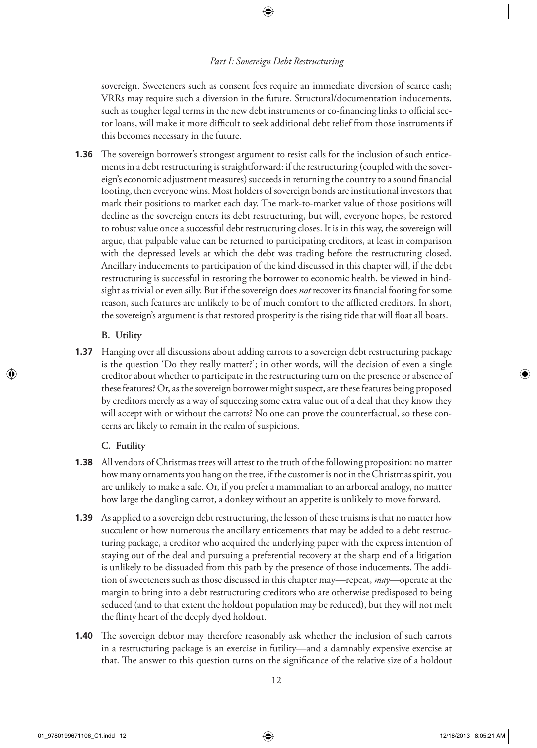sovereign. Sweeteners such as consent fees require an immediate diversion of scarce cash; VRRs may require such a diversion in the future. Structural/documentation inducements, such as tougher legal terms in the new debt instruments or co-financing links to official sector loans, will make it more difficult to seek additional debt relief from those instruments if this becomes necessary in the future.

**1.36** The sovereign borrower's strongest argument to resist calls for the inclusion of such enticements in a debt restructuring is straightforward: if the restructuring (coupled with the sovereign's economic adjustment measures) succeeds in returning the country to a sound financial footing, then everyone wins. Most holders of sovereign bonds are institutional investors that mark their positions to market each day. The mark-to-market value of those positions will decline as the sovereign enters its debt restructuring, but will, everyone hopes, be restored to robust value once a successful debt restructuring closes. It is in this way, the sovereign will argue, that palpable value can be returned to participating creditors, at least in comparison with the depressed levels at which the debt was trading before the restructuring closed. Ancillary inducements to participation of the kind discussed in this chapter will, if the debt restructuring is successful in restoring the borrower to economic health, be viewed in hindsight as trivial or even silly. But if the sovereign does *not* recover its financial footing for some reason, such features are unlikely to be of much comfort to the afflicted creditors. In short, the sovereign's argument is that restored prosperity is the rising tide that will float all boats.

### B. Utility

**1.37** Hanging over all discussions about adding carrots to a sovereign debt restructuring package is the question 'Do they really matter?'; in other words, will the decision of even a single creditor about whether to participate in the restructuring turn on the presence or absence of these features? Or, as the sovereign borrower might suspect, are these features being proposed by creditors merely as a way of squeezing some extra value out of a deal that they know they will accept with or without the carrots? No one can prove the counterfactual, so these concerns are likely to remain in the realm of suspicions.

### C. Futility

**1.38** All vendors of Christmas trees will attest to the truth of the following proposition: no matter how many ornaments you hang on the tree, if the customer is not in the Christmas spirit, you are unlikely to make a sale. Or, if you prefer a mammalian to an arboreal analogy, no matter how large the dangling carrot, a donkey without an appetite is unlikely to move forward.

**1.39** As applied to a sovereign debt restructuring, the lesson of these truisms is that no matter how succulent or how numerous the ancillary enticements that may be added to a debt restructuring package, a creditor who acquired the underlying paper with the express intention of staying out of the deal and pursuing a preferential recovery at the sharp end of a litigation is unlikely to be dissuaded from this path by the presence of those inducements. The addition of sweeteners such as those discussed in this chapter may—repeat, *may*—operate at the margin to bring into a debt restructuring creditors who are otherwise predisposed to being seduced (and to that extent the holdout population may be reduced), but they will not melt the flinty heart of the deeply dyed holdout.

**1.40** The sovereign debtor may therefore reasonably ask whether the inclusion of such carrots in a restructuring package is an exercise in futility—and a damnably expensive exercise at that. The answer to this question turns on the significance of the relative size of a holdout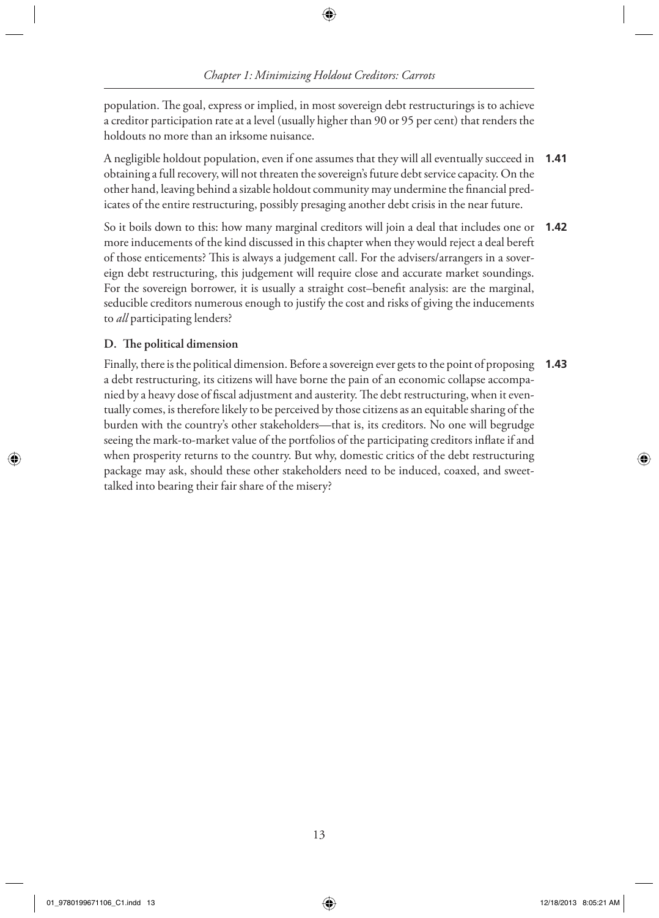population. The goal, express or implied, in most sovereign debt restructurings is to achieve a creditor participation rate at a level (usually higher than 90 or 95 per cent) that renders the holdouts no more than an irksome nuisance.

**1.41** A negligible holdout population, even if one assumes that they will all eventually succeed in obtaining a full recovery, will not threaten the sovereign's future debt service capacity. On the other hand, leaving behind a sizable holdout community may undermine the financial predicates of the entire restructuring, possibly presaging another debt crisis in the near future.

**1.42** So it boils down to this: how many marginal creditors will join a deal that includes one or more inducements of the kind discussed in this chapter when they would reject a deal bereft of those enticements? This is always a judgement call. For the advisers/arrangers in a sovereign debt restructuring, this judgement will require close and accurate market soundings. For the sovereign borrower, it is usually a straight cost–benefit analysis: are the marginal, seducible creditors numerous enough to justify the cost and risks of giving the inducements to *all* participating lenders?

### D. The political dimension

**1.43** Finally, there is the political dimension. Before a sovereign ever gets to the point of proposing a debt restructuring, its citizens will have borne the pain of an economic collapse accompanied by a heavy dose of fiscal adjustment and austerity. The debt restructuring, when it eventually comes, is therefore likely to be perceived by those citizens as an equitable sharing of the burden with the country's other stakeholders—that is, its creditors. No one will begrudge seeing the mark-to-market value of the portfolios of the participating creditors inflate if and when prosperity returns to the country. But why, domestic critics of the debt restructuring package may ask, should these other stakeholders need to be induced, coaxed, and sweet-talked into bearing their fair share of the misery?